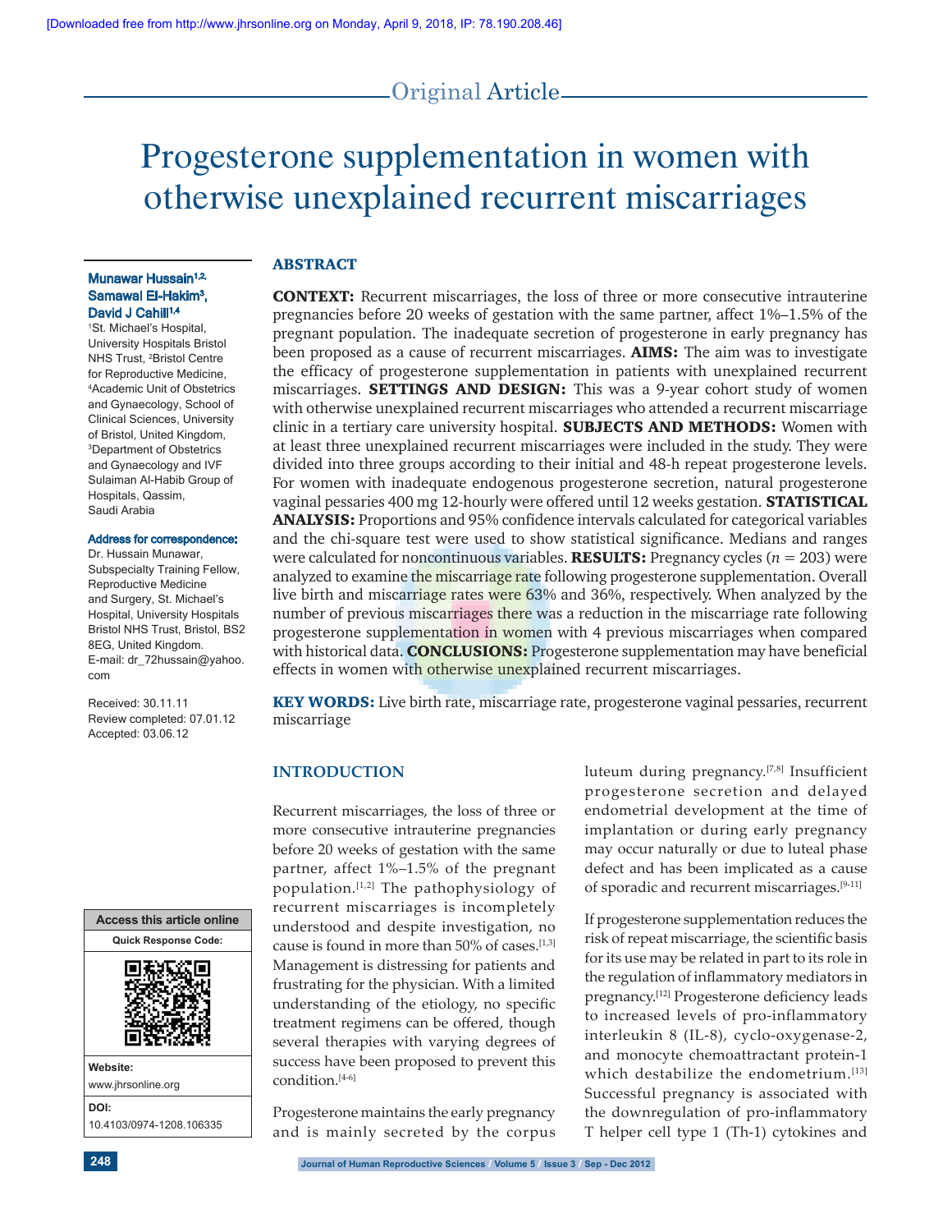Original Article

# Progesterone supplementation in women with otherwise unexplained recurrent miscarriages

**Munawar Hussain[1,2], Samawal El-Hakim[3], David J Cahill[1,4]**

[1]St. Michael's Hospital, University Hospitals Bristol NHS Trust, [2]Bristol Centre for Reproductive Medicine, [4]Academic Unit of Obstetrics and Gynaecology, School of Clinical Sciences, University of Bristol, United Kingdom, [3]Department of Obstetrics and Gynaecology and IVF Sulaiman Al-Habib Group of Hospitals, Qassim, Saudi Arabia

**Address for correspondence:** Dr. Hussain Munawar, Subspecialty Training Fellow, Reproductive Medicine and Surgery, St. Michael's Hospital, University Hospitals Bristol NHS Trust, Bristol, BS2 8EG, United Kingdom. E-mail: dr_72hussain@yahoo.com

Received: 30.11.11
Review completed: 07.01.12
Accepted: 03.06.12

Access this article online

Website: www.jhrsonline.org

DOI: 10.4103/0974-1208.106335

## ABSTRACT

**CONTEXT:** Recurrent miscarriages, the loss of three or more consecutive intrauterine pregnancies before 20 weeks of gestation with the same partner, affect 1%–1.5% of the pregnant population. The inadequate secretion of progesterone in early pregnancy has been proposed as a cause of recurrent miscarriages. **AIMS:** The aim was to investigate the efficacy of progesterone supplementation in patients with unexplained recurrent miscarriages. **SETTINGS AND DESIGN:** This was a 9-year cohort study of women with otherwise unexplained recurrent miscarriages who attended a recurrent miscarriage clinic in a tertiary care university hospital. **SUBJECTS AND METHODS:** Women with at least three unexplained recurrent miscarriages were included in the study. They were divided into three groups according to their initial and 48-h repeat progesterone levels. For women with inadequate endogenous progesterone secretion, natural progesterone vaginal pessaries 400 mg 12-hourly were offered until 12 weeks gestation. **STATISTICAL ANALYSIS:** Proportions and 95% confidence intervals calculated for categorical variables and the chi-square test were used to show statistical significance. Medians and ranges were calculated for noncontinuous variables. **RESULTS:** Pregnancy cycles ($n$ = 203) were analyzed to examine the miscarriage rate following progesterone supplementation. Overall live birth and miscarriage rates were 63% and 36%, respectively. When analyzed by the number of previous miscarriages there was a reduction in the miscarriage rate following progesterone supplementation in women with 4 previous miscarriages when compared with historical data. **CONCLUSIONS:** Progesterone supplementation may have beneficial effects in women with otherwise unexplained recurrent miscarriages.

**KEY WORDS:** Live birth rate, miscarriage rate, progesterone vaginal pessaries, recurrent miscarriage

## INTRODUCTION

Recurrent miscarriages, the loss of three or more consecutive intrauterine pregnancies before 20 weeks of gestation with the same partner, affect 1%–1.5% of the pregnant population.[1,2] The pathophysiology of recurrent miscarriages is incompletely understood and despite investigation, no cause is found in more than 50% of cases.[1,3] Management is distressing for patients and frustrating for the physician. With a limited understanding of the etiology, no specific treatment regimens can be offered, though several therapies with varying degrees of success have been proposed to prevent this condition.[4-6]

Progesterone maintains the early pregnancy and is mainly secreted by the corpus luteum during pregnancy.[7,8] Insufficient progesterone secretion and delayed endometrial development at the time of implantation or during early pregnancy may occur naturally or due to luteal phase defect and has been implicated as a cause of sporadic and recurrent miscarriages.[9-11]

If progesterone supplementation reduces the risk of repeat miscarriage, the scientific basis for its use may be related in part to its role in the regulation of inflammatory mediators in pregnancy.[12] Progesterone deficiency leads to increased levels of pro-inflammatory interleukin 8 (IL-8), cyclo-oxygenase-2, and monocyte chemoattractant protein-1 which destabilize the endometrium.[13] Successful pregnancy is associated with the downregulation of pro-inflammatory T helper cell type 1 (Th-1) cytokines and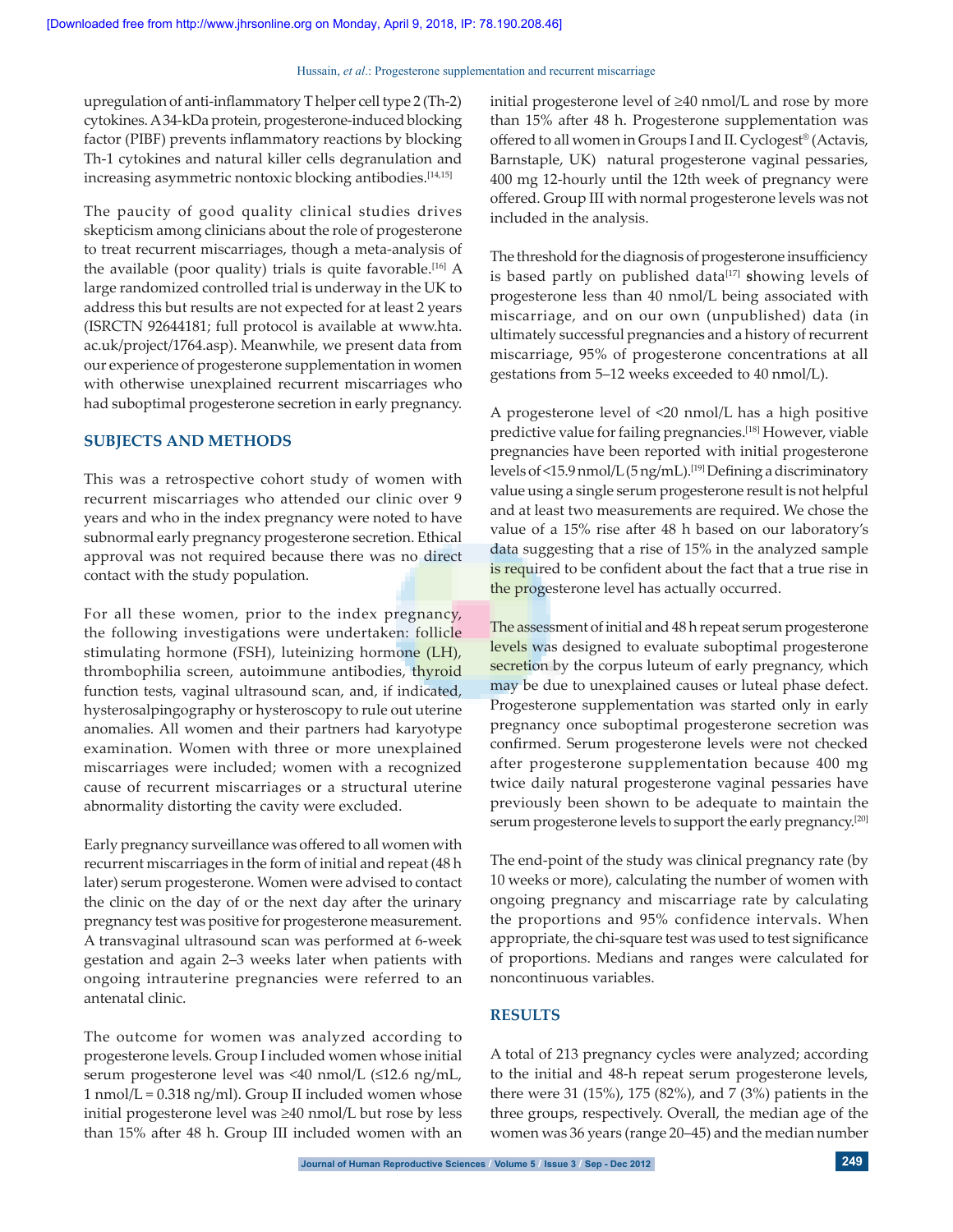upregulation of anti-inflammatory T helper cell type 2 (Th-2) cytokines. A 34-kDa protein, progesterone-induced blocking factor (PIBF) prevents inflammatory reactions by blocking Th-1 cytokines and natural killer cells degranulation and increasing asymmetric nontoxic blocking antibodies.[14,15]

The paucity of good quality clinical studies drives skepticism among clinicians about the role of progesterone to treat recurrent miscarriages, though a meta-analysis of the available (poor quality) trials is quite favorable.[16] A large randomized controlled trial is underway in the UK to address this but results are not expected for at least 2 years (ISRCTN 92644181; full protocol is available at www.hta.ac.uk/project/1764.asp). Meanwhile, we present data from our experience of progesterone supplementation in women with otherwise unexplained recurrent miscarriages who had suboptimal progesterone secretion in early pregnancy.

## SUBJECTS AND METHODS

This was a retrospective cohort study of women with recurrent miscarriages who attended our clinic over 9 years and who in the index pregnancy were noted to have subnormal early pregnancy progesterone secretion. Ethical approval was not required because there was no direct contact with the study population.

For all these women, prior to the index pregnancy, the following investigations were undertaken: follicle stimulating hormone (FSH), luteinizing hormone (LH), thrombophilia screen, autoimmune antibodies, thyroid function tests, vaginal ultrasound scan, and, if indicated, hysterosalpingography or hysteroscopy to rule out uterine anomalies. All women and their partners had karyotype examination. Women with three or more unexplained miscarriages were included; women with a recognized cause of recurrent miscarriages or a structural uterine abnormality distorting the cavity were excluded.

Early pregnancy surveillance was offered to all women with recurrent miscarriages in the form of initial and repeat (48 h later) serum progesterone. Women were advised to contact the clinic on the day of or the next day after the urinary pregnancy test was positive for progesterone measurement. A transvaginal ultrasound scan was performed at 6-week gestation and again 2–3 weeks later when patients with ongoing intrauterine pregnancies were referred to an antenatal clinic.

The outcome for women was analyzed according to progesterone levels. Group I included women whose initial serum progesterone level was <40 nmol/L (≤12.6 ng/mL, 1 nmol/L = 0.318 ng/ml). Group II included women whose initial progesterone level was ≥40 nmol/L but rose by less than 15% after 48 h. Group III included women with an initial progesterone level of ≥40 nmol/L and rose by more than 15% after 48 h. Progesterone supplementation was offered to all women in Groups I and II. Cyclogest® (Actavis, Barnstaple, UK) natural progesterone vaginal pessaries, 400 mg 12-hourly until the 12th week of pregnancy were offered. Group III with normal progesterone levels was not included in the analysis.

The threshold for the diagnosis of progesterone insufficiency is based partly on published data[17] showing levels of progesterone less than 40 nmol/L being associated with miscarriage, and on our own (unpublished) data (in ultimately successful pregnancies and a history of recurrent miscarriage, 95% of progesterone concentrations at all gestations from 5–12 weeks exceeded to 40 nmol/L).

A progesterone level of <20 nmol/L has a high positive predictive value for failing pregnancies.[18] However, viable pregnancies have been reported with initial progesterone levels of <15.9 nmol/L (5 ng/mL).[19] Defining a discriminatory value using a single serum progesterone result is not helpful and at least two measurements are required. We chose the value of a 15% rise after 48 h based on our laboratory's data suggesting that a rise of 15% in the analyzed sample is required to be confident about the fact that a true rise in the progesterone level has actually occurred.

The assessment of initial and 48 h repeat serum progesterone levels was designed to evaluate suboptimal progesterone secretion by the corpus luteum of early pregnancy, which may be due to unexplained causes or luteal phase defect. Progesterone supplementation was started only in early pregnancy once suboptimal progesterone secretion was confirmed. Serum progesterone levels were not checked after progesterone supplementation because 400 mg twice daily natural progesterone vaginal pessaries have previously been shown to be adequate to maintain the serum progesterone levels to support the early pregnancy.[20]

The end-point of the study was clinical pregnancy rate (by 10 weeks or more), calculating the number of women with ongoing pregnancy and miscarriage rate by calculating the proportions and 95% confidence intervals. When appropriate, the chi-square test was used to test significance of proportions. Medians and ranges were calculated for noncontinuous variables.

## RESULTS

A total of 213 pregnancy cycles were analyzed; according to the initial and 48-h repeat serum progesterone levels, there were 31 (15%), 175 (82%), and 7 (3%) patients in the three groups, respectively. Overall, the median age of the women was 36 years (range 20–45) and the median number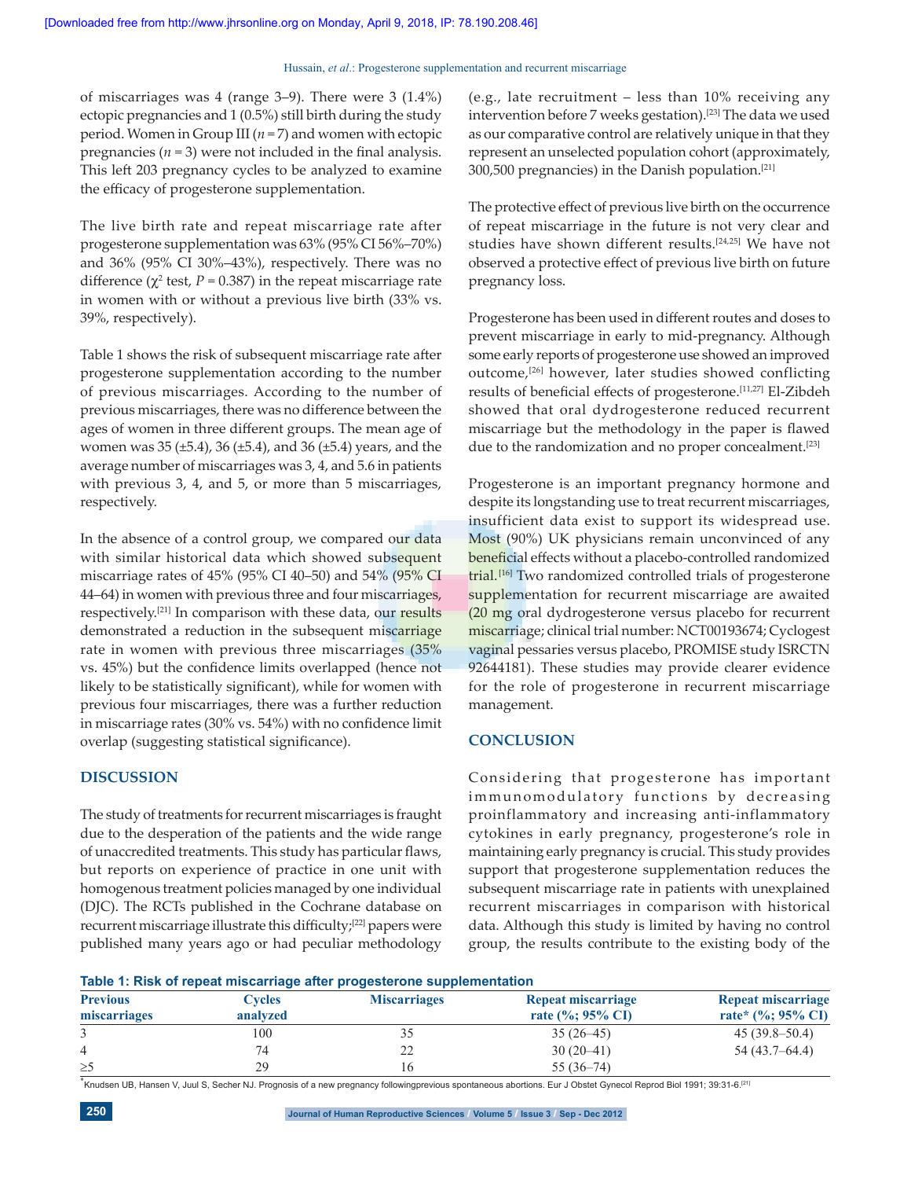of miscarriages was 4 (range 3–9). There were 3 (1.4%) ectopic pregnancies and 1 (0.5%) still birth during the study period. Women in Group III ($n = 7$) and women with ectopic pregnancies ($n = 3$) were not included in the final analysis. This left 203 pregnancy cycles to be analyzed to examine the efficacy of progesterone supplementation.

The live birth rate and repeat miscarriage rate after progesterone supplementation was 63% (95% CI 56%–70%) and 36% (95% CI 30%–43%), respectively. There was no difference ($\chi^2$ test, $P = 0.387$) in the repeat miscarriage rate in women with or without a previous live birth (33% vs. 39%, respectively).

Table 1 shows the risk of subsequent miscarriage rate after progesterone supplementation according to the number of previous miscarriages. According to the number of previous miscarriages, there was no difference between the ages of women in three different groups. The mean age of women was 35 (±5.4), 36 (±5.4), and 36 (±5.4) years, and the average number of miscarriages was 3, 4, and 5.6 in patients with previous 3, 4, and 5, or more than 5 miscarriages, respectively.

In the absence of a control group, we compared our data with similar historical data which showed subsequent miscarriage rates of 45% (95% CI 40–50) and 54% (95% CI 44–64) in women with previous three and four miscarriages, respectively.[21] In comparison with these data, our results demonstrated a reduction in the subsequent miscarriage rate in women with previous three miscarriages (35% vs. 45%) but the confidence limits overlapped (hence not likely to be statistically significant), while for women with previous four miscarriages, there was a further reduction in miscarriage rates (30% vs. 54%) with no confidence limit overlap (suggesting statistical significance).

## DISCUSSION

The study of treatments for recurrent miscarriages is fraught due to the desperation of the patients and the wide range of unaccredited treatments. This study has particular flaws, but reports on experience of practice in one unit with homogenous treatment policies managed by one individual (DJC). The RCTs published in the Cochrane database on recurrent miscarriage illustrate this difficulty;[22] papers were published many years ago or had peculiar methodology (e.g., late recruitment – less than 10% receiving any intervention before 7 weeks gestation).[23] The data we used as our comparative control are relatively unique in that they represent an unselected population cohort (approximately, 300,500 pregnancies) in the Danish population.[21]

The protective effect of previous live birth on the occurrence of repeat miscarriage in the future is not very clear and studies have shown different results.[24,25] We have not observed a protective effect of previous live birth on future pregnancy loss.

Progesterone has been used in different routes and doses to prevent miscarriage in early to mid-pregnancy. Although some early reports of progesterone use showed an improved outcome,[26] however, later studies showed conflicting results of beneficial effects of progesterone.[11,27] El-Zibdeh showed that oral dydrogesterone reduced recurrent miscarriage but the methodology in the paper is flawed due to the randomization and no proper concealment.[23]

Progesterone is an important pregnancy hormone and despite its longstanding use to treat recurrent miscarriages, insufficient data exist to support its widespread use. Most (90%) UK physicians remain unconvinced of any beneficial effects without a placebo-controlled randomized trial.[16] Two randomized controlled trials of progesterone supplementation for recurrent miscarriage are awaited (20 mg oral dydrogesterone versus placebo for recurrent miscarriage; clinical trial number: NCT00193674; Cyclogest vaginal pessaries versus placebo, PROMISE study ISRCTN 92644181). These studies may provide clearer evidence for the role of progesterone in recurrent miscarriage management.

## CONCLUSION

Considering that progesterone has important immunomodulatory functions by decreasing proinflammatory and increasing anti-inflammatory cytokines in early pregnancy, progesterone's role in maintaining early pregnancy is crucial. This study provides support that progesterone supplementation reduces the subsequent miscarriage rate in patients with unexplained recurrent miscarriages in comparison with historical data. Although this study is limited by having no control group, the results contribute to the existing body of the

**Table 1: Risk of repeat miscarriage after progesterone supplementation**

| Previous miscarriages | Cycles analyzed | Miscarriages | Repeat miscarriage rate (%; 95% CI) | Repeat miscarriage rate* (%; 95% CI) |
|---|---|---|---|---|
| 3 | 100 | 35 | 35 (26–45) | 45 (39.8–50.4) |
| 4 | 74 | 22 | 30 (20–41) | 54 (43.7–64.4) |
| ≥5 | 29 | 16 | 55 (36–74) | |

*Knudsen UB, Hansen V, Juul S, Secher NJ. Prognosis of a new pregnancy followingprevious spontaneous abortions. Eur J Obstet Gynecol Reprod Biol 1991; 39:31-6.[21]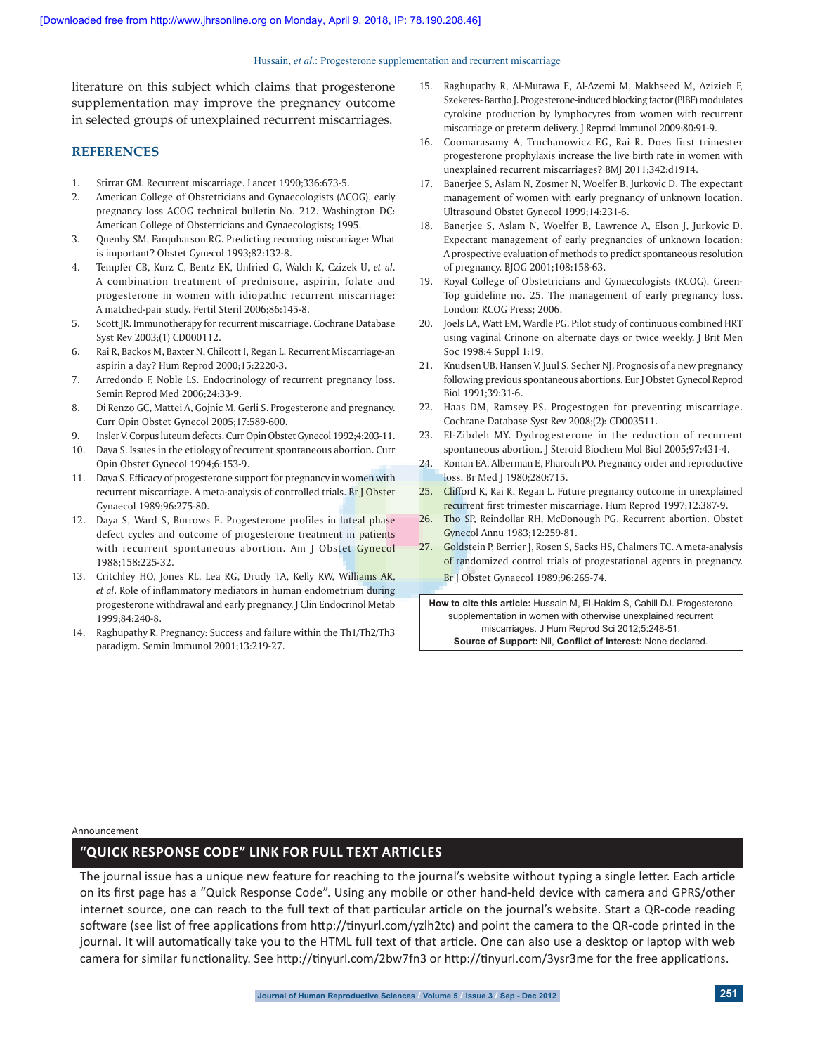literature on this subject which claims that progesterone supplementation may improve the pregnancy outcome in selected groups of unexplained recurrent miscarriages.

## REFERENCES

1. Stirrat GM. Recurrent miscarriage. Lancet 1990;336:673-5.
2. American College of Obstetricians and Gynaecologists (ACOG), early pregnancy loss ACOG technical bulletin No. 212. Washington DC: American College of Obstetricians and Gynaecologists; 1995.
3. Quenby SM, Farquharson RG. Predicting recurring miscarriage: What is important? Obstet Gynecol 1993;82:132-8.
4. Tempfer CB, Kurz C, Bentz EK, Unfried G, Walch K, Czizek U, *et al*. A combination treatment of prednisone, aspirin, folate and progesterone in women with idiopathic recurrent miscarriage: A matched-pair study. Fertil Steril 2006;86:145-8.
5. Scott JR. Immunotherapy for recurrent miscarriage. Cochrane Database Syst Rev 2003;(1) CD000112.
6. Rai R, Backos M, Baxter N, Chilcott I, Regan L. Recurrent Miscarriage-an aspirin a day? Hum Reprod 2000;15:2220-3.
7. Arredondo F, Noble LS. Endocrinology of recurrent pregnancy loss. Semin Reprod Med 2006;24:33-9.
8. Di Renzo GC, Mattei A, Gojnic M, Gerli S. Progesterone and pregnancy. Curr Opin Obstet Gynecol 2005;17:589-600.
9. Insler V. Corpus luteum defects. Curr Opin Obstet Gynecol 1992;4:203-11.
10. Daya S. Issues in the etiology of recurrent spontaneous abortion. Curr Opin Obstet Gynecol 1994;6:153-9.
11. Daya S. Efficacy of progesterone support for pregnancy in women with recurrent miscarriage. A meta-analysis of controlled trials. Br J Obstet Gynaecol 1989;96:275-80.
12. Daya S, Ward S, Burrows E. Progesterone profiles in luteal phase defect cycles and outcome of progesterone treatment in patients with recurrent spontaneous abortion. Am J Obstet Gynecol 1988;158:225-32.
13. Critchley HO, Jones RL, Lea RG, Drudy TA, Kelly RW, Williams AR, *et al*. Role of inflammatory mediators in human endometrium during progesterone withdrawal and early pregnancy. J Clin Endocrinol Metab 1999;84:240-8.
14. Raghupathy R. Pregnancy: Success and failure within the Th1/Th2/Th3 paradigm. Semin Immunol 2001;13:219-27.
15. Raghupathy R, Al-Mutawa E, Al-Azemi M, Makhseed M, Azizieh F, Szekeres- Bartho J. Progesterone-induced blocking factor (PIBF) modulates cytokine production by lymphocytes from women with recurrent miscarriage or preterm delivery. J Reprod Immunol 2009;80:91-9.
16. Coomarasamy A, Truchanowicz EG, Rai R. Does first trimester progesterone prophylaxis increase the live birth rate in women with unexplained recurrent miscarriages? BMJ 2011;342:d1914.
17. Banerjee S, Aslam N, Zosmer N, Woelfer B, Jurkovic D. The expectant management of women with early pregnancy of unknown location. Ultrasound Obstet Gynecol 1999;14:231-6.
18. Banerjee S, Aslam N, Woelfer B, Lawrence A, Elson J, Jurkovic D. Expectant management of early pregnancies of unknown location: A prospective evaluation of methods to predict spontaneous resolution of pregnancy. BJOG 2001;108:158-63.
19. Royal College of Obstetricians and Gynaecologists (RCOG). Green-Top guideline no. 25. The management of early pregnancy loss. London: RCOG Press; 2006.
20. Joels LA, Watt EM, Wardle PG. Pilot study of continuous combined HRT using vaginal Crinone on alternate days or twice weekly. J Brit Men Soc 1998;4 Suppl 1:19.
21. Knudsen UB, Hansen V, Juul S, Secher NJ. Prognosis of a new pregnancy following previous spontaneous abortions. Eur J Obstet Gynecol Reprod Biol 1991;39:31-6.
22. Haas DM, Ramsey PS. Progestogen for preventing miscarriage. Cochrane Database Syst Rev 2008;(2): CD003511.
23. El-Zibdeh MY. Dydrogesterone in the reduction of recurrent spontaneous abortion. J Steroid Biochem Mol Biol 2005;97:431-4.
24. Roman EA, Alberman E, Pharoah PO. Pregnancy order and reproductive loss. Br Med J 1980;280:715.
25. Clifford K, Rai R, Regan L. Future pregnancy outcome in unexplained recurrent first trimester miscarriage. Hum Reprod 1997;12:387-9.
26. Tho SP, Reindollar RH, McDonough PG. Recurrent abortion. Obstet Gynecol Annu 1983;12:259-81.
27. Goldstein P, Berrier J, Rosen S, Sacks HS, Chalmers TC. A meta-analysis of randomized control trials of progestational agents in pregnancy. Br J Obstet Gynaecol 1989;96:265-74.

**How to cite this article:** Hussain M, El-Hakim S, Cahill DJ. Progesterone supplementation in women with otherwise unexplained recurrent miscarriages. J Hum Reprod Sci 2012;5:248-51.
**Source of Support:** Nil, **Conflict of Interest:** None declared.

Announcement

## "QUICK RESPONSE CODE" LINK FOR FULL TEXT ARTICLES

The journal issue has a unique new feature for reaching to the journal's website without typing a single letter. Each article on its first page has a "Quick Response Code". Using any mobile or other hand-held device with camera and GPRS/other internet source, one can reach to the full text of that particular article on the journal's website. Start a QR-code reading software (see list of free applications from http://tinyurl.com/yzlh2tc) and point the camera to the QR-code printed in the journal. It will automatically take you to the HTML full text of that article. One can also use a desktop or laptop with web camera for similar functionality. See http://tinyurl.com/2bw7fn3 or http://tinyurl.com/3ysr3me for the free applications.